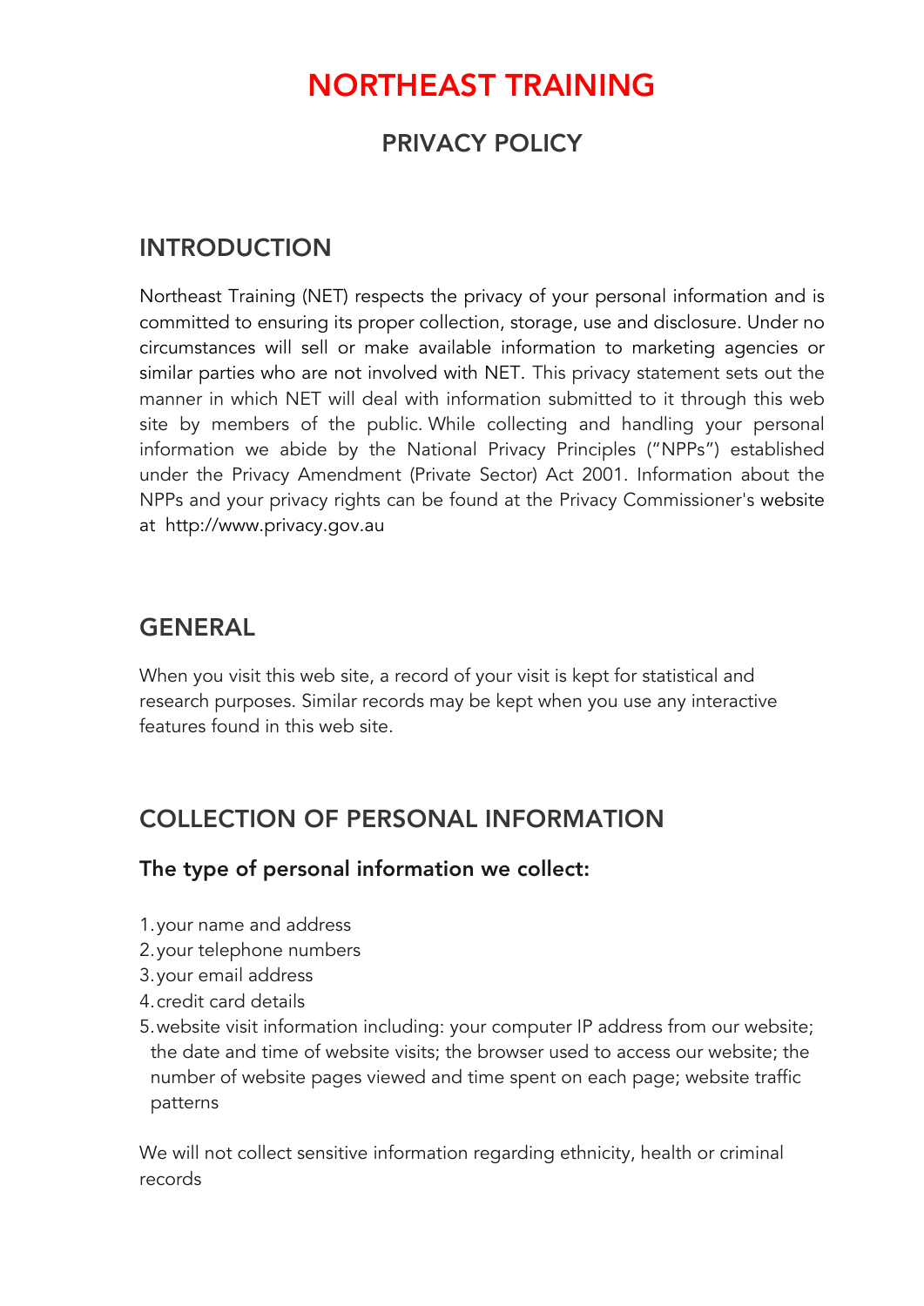# NORTHEAST TRAINING

## PRIVACY POLICY

## INTRODUCTION

Northeast Training (NET) respects the privacy of your personal information and is committed to ensuring its proper collection, storage, use and disclosure. Under no circumstances will sell or make available information to marketing agencies or similar parties who are not involved with NET. This privacy statement sets out the manner in which NET will deal with information submitted to it through this web site by members of the public. While collecting and handling your personal information we abide by the National Privacy Principles ("NPPs") established under the Privacy Amendment (Private Sector) Act 2001. Information about the NPPs and your privacy rights can be found at the Privacy Commissioner's website at http://www.privacy.gov.au

## GENERAL

When you visit this web site, a record of your visit is kept for statistical and research purposes. Similar records may be kept when you use any interactive features found in this web site.

## COLLECTION OF PERSONAL INFORMATION

### The type of personal information we collect:

1. your name and address
2. your telephone numbers
3. your email address
4. credit card details
5. website visit information including: your computer IP address from our website; the date and time of website visits; the browser used to access our website; the number of website pages viewed and time spent on each page; website traffic patterns

We will not collect sensitive information regarding ethnicity, health or criminal records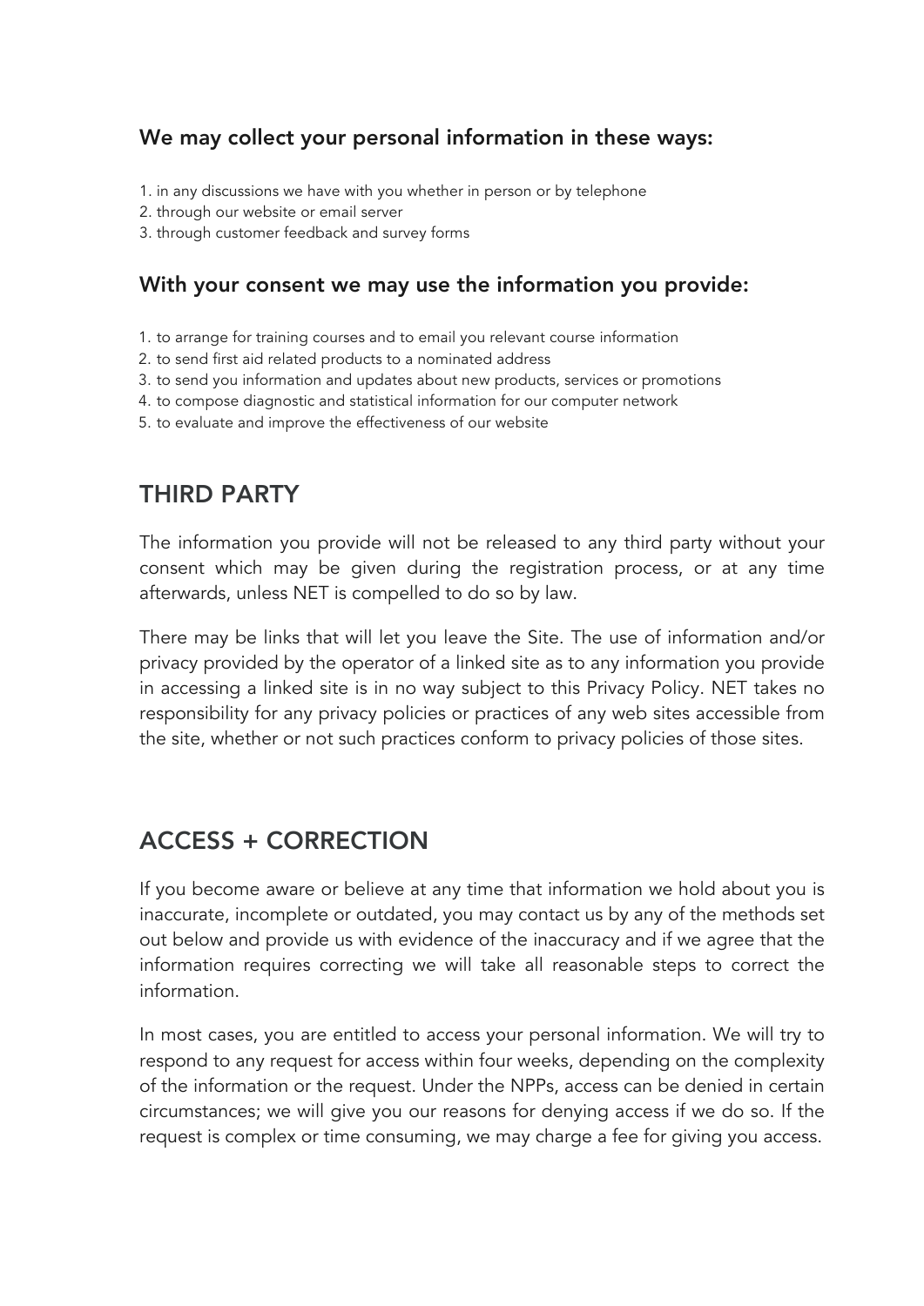### We may collect your personal information in these ways:

1. in any discussions we have with you whether in person or by telephone
2. through our website or email server
3. through customer feedback and survey forms

### With your consent we may use the information you provide:

1. to arrange for training courses and to email you relevant course information
2. to send first aid related products to a nominated address
3. to send you information and updates about new products, services or promotions
4. to compose diagnostic and statistical information for our computer network
5. to evaluate and improve the effectiveness of our website

## THIRD PARTY

The information you provide will not be released to any third party without your consent which may be given during the registration process, or at any time afterwards, unless NET is compelled to do so by law.

There may be links that will let you leave the Site. The use of information and/or privacy provided by the operator of a linked site as to any information you provide in accessing a linked site is in no way subject to this Privacy Policy. NET takes no responsibility for any privacy policies or practices of any web sites accessible from the site, whether or not such practices conform to privacy policies of those sites.

## ACCESS + CORRECTION

If you become aware or believe at any time that information we hold about you is inaccurate, incomplete or outdated, you may contact us by any of the methods set out below and provide us with evidence of the inaccuracy and if we agree that the information requires correcting we will take all reasonable steps to correct the information.

In most cases, you are entitled to access your personal information. We will try to respond to any request for access within four weeks, depending on the complexity of the information or the request. Under the NPPs, access can be denied in certain circumstances; we will give you our reasons for denying access if we do so. If the request is complex or time consuming, we may charge a fee for giving you access.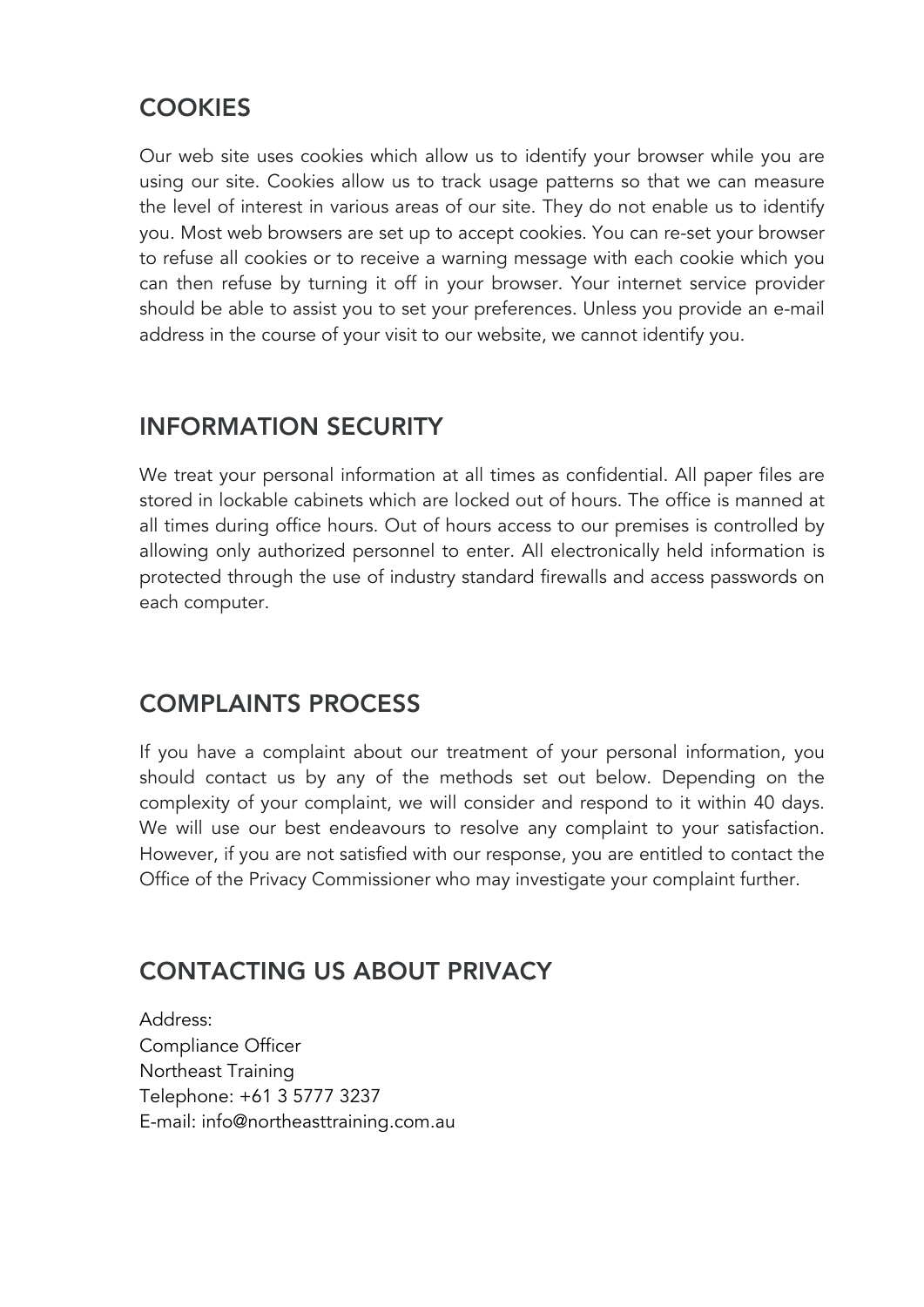## COOKIES

Our web site uses cookies which allow us to identify your browser while you are using our site. Cookies allow us to track usage patterns so that we can measure the level of interest in various areas of our site. They do not enable us to identify you. Most web browsers are set up to accept cookies. You can re-set your browser to refuse all cookies or to receive a warning message with each cookie which you can then refuse by turning it off in your browser. Your internet service provider should be able to assist you to set your preferences. Unless you provide an e-mail address in the course of your visit to our website, we cannot identify you.

## INFORMATION SECURITY

We treat your personal information at all times as confidential. All paper files are stored in lockable cabinets which are locked out of hours. The office is manned at all times during office hours. Out of hours access to our premises is controlled by allowing only authorized personnel to enter. All electronically held information is protected through the use of industry standard firewalls and access passwords on each computer.

## COMPLAINTS PROCESS

If you have a complaint about our treatment of your personal information, you should contact us by any of the methods set out below. Depending on the complexity of your complaint, we will consider and respond to it within 40 days. We will use our best endeavours to resolve any complaint to your satisfaction. However, if you are not satisfied with our response, you are entitled to contact the Office of the Privacy Commissioner who may investigate your complaint further.

## CONTACTING US ABOUT PRIVACY

Address:
Compliance Officer
Northeast Training
Telephone: +61 3 5777 3237
E-mail: info@northeasttraining.com.au